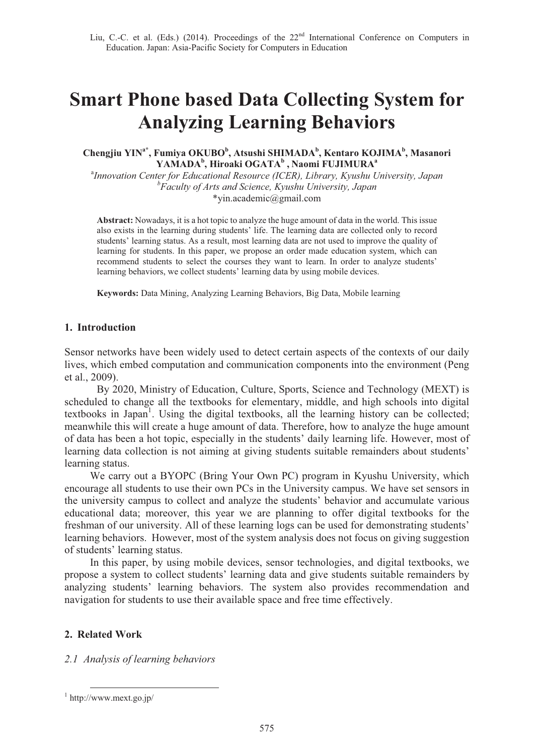Liu, C.-C. et al. (Eds.) (2014). Proceedings of the 22nd International Conference on Computers in Education. Japan: Asia-Pacific Society for Computers in Education

# Smart Phone based Data Collecting System for Analyzing Learning Behaviors

**Chengjiu YIN[a*], Fumiya OKUBO[b], Atsushi SHIMADA[b], Kentaro KOJIMA[b], Masanori YAMADA[b], Hiroaki OGATA[b], Naomi FUJIMURA[a]**

[a]*Innovation Center for Educational Resource (ICER), Library, Kyushu University, Japan*
[b]*Faculty of Arts and Science, Kyushu University, Japan*
*yin.academic@gmail.com

**Abstract:** Nowadays, it is a hot topic to analyze the huge amount of data in the world. This issue also exists in the learning during students' life. The learning data are collected only to record students' learning status. As a result, most learning data are not used to improve the quality of learning for students. In this paper, we propose an order made education system, which can recommend students to select the courses they want to learn. In order to analyze students' learning behaviors, we collect students' learning data by using mobile devices.

**Keywords:** Data Mining, Analyzing Learning Behaviors, Big Data, Mobile learning

## 1. Introduction

Sensor networks have been widely used to detect certain aspects of the contexts of our daily lives, which embed computation and communication components into the environment (Peng et al., 2009).

By 2020, Ministry of Education, Culture, Sports, Science and Technology (MEXT) is scheduled to change all the textbooks for elementary, middle, and high schools into digital textbooks in Japan[1]. Using the digital textbooks, all the learning history can be collected; meanwhile this will create a huge amount of data. Therefore, how to analyze the huge amount of data has been a hot topic, especially in the students' daily learning life. However, most of learning data collection is not aiming at giving students suitable remainders about students' learning status.

We carry out a BYOPC (Bring Your Own PC) program in Kyushu University, which encourage all students to use their own PCs in the University campus. We have set sensors in the university campus to collect and analyze the students' behavior and accumulate various educational data; moreover, this year we are planning to offer digital textbooks for the freshman of our university. All of these learning logs can be used for demonstrating students' learning behaviors. However, most of the system analysis does not focus on giving suggestion of students' learning status.

In this paper, by using mobile devices, sensor technologies, and digital textbooks, we propose a system to collect students' learning data and give students suitable remainders by analyzing students' learning behaviors. The system also provides recommendation and navigation for students to use their available space and free time effectively.

## 2. Related Work

### *2.1 Analysis of learning behaviors*

[1] http://www.mext.go.jp/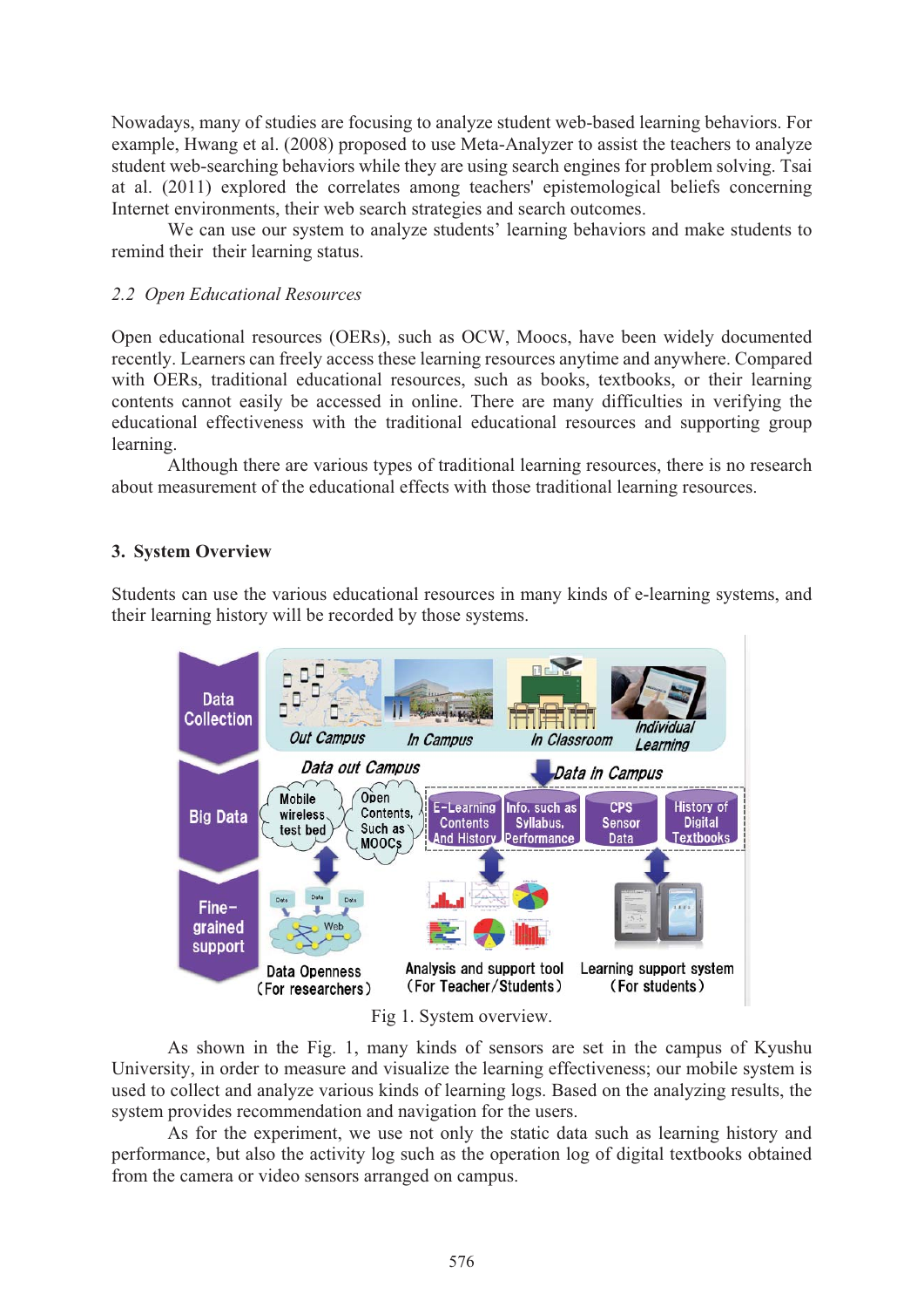Nowadays, many of studies are focusing to analyze student web-based learning behaviors. For example, Hwang et al. (2008) proposed to use Meta-Analyzer to assist the teachers to analyze student web-searching behaviors while they are using search engines for problem solving. Tsai at al. (2011) explored the correlates among teachers' epistemological beliefs concerning Internet environments, their web search strategies and search outcomes.

We can use our system to analyze students' learning behaviors and make students to remind their their learning status.

### *2.2 Open Educational Resources*

Open educational resources (OERs), such as OCW, Moocs, have been widely documented recently. Learners can freely access these learning resources anytime and anywhere. Compared with OERs, traditional educational resources, such as books, textbooks, or their learning contents cannot easily be accessed in online. There are many difficulties in verifying the educational effectiveness with the traditional educational resources and supporting group learning.

Although there are various types of traditional learning resources, there is no research about measurement of the educational effects with those traditional learning resources.

## 3. System Overview

Students can use the various educational resources in many kinds of e-learning systems, and their learning history will be recorded by those systems.

Fig 1. System overview.

As shown in the Fig. 1, many kinds of sensors are set in the campus of Kyushu University, in order to measure and visualize the learning effectiveness; our mobile system is used to collect and analyze various kinds of learning logs. Based on the analyzing results, the system provides recommendation and navigation for the users.

As for the experiment, we use not only the static data such as learning history and performance, but also the activity log such as the operation log of digital textbooks obtained from the camera or video sensors arranged on campus.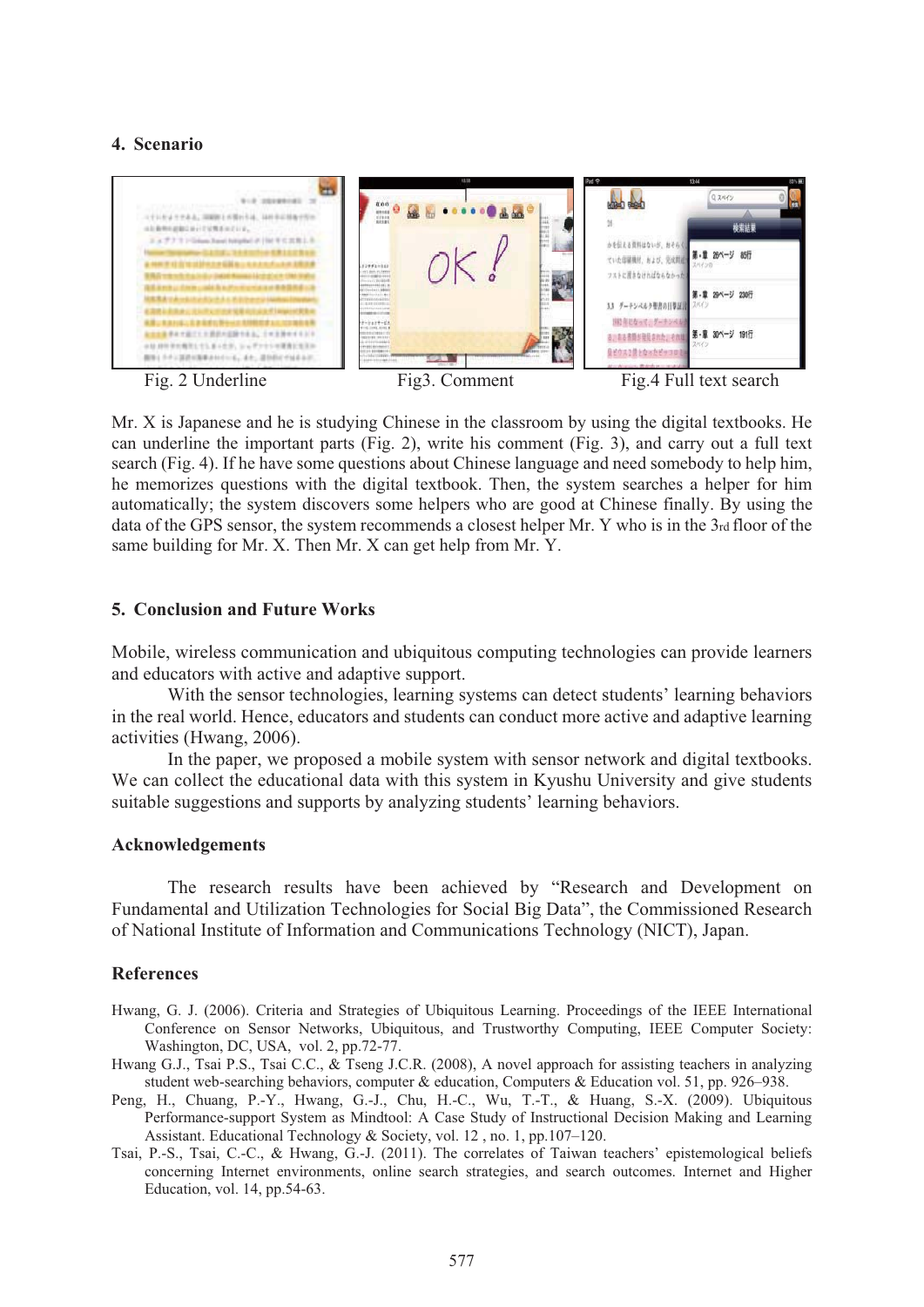## 4. Scenario

Fig. 2 Underline

Fig3. Comment

Fig.4 Full text search

Mr. X is Japanese and he is studying Chinese in the classroom by using the digital textbooks. He can underline the important parts (Fig. 2), write his comment (Fig. 3), and carry out a full text search (Fig. 4). If he have some questions about Chinese language and need somebody to help him, he memorizes questions with the digital textbook. Then, the system searches a helper for him automatically; the system discovers some helpers who are good at Chinese finally. By using the data of the GPS sensor, the system recommends a closest helper Mr. Y who is in the 3rd floor of the same building for Mr. X. Then Mr. X can get help from Mr. Y.

## 5. Conclusion and Future Works

Mobile, wireless communication and ubiquitous computing technologies can provide learners and educators with active and adaptive support.

With the sensor technologies, learning systems can detect students' learning behaviors in the real world. Hence, educators and students can conduct more active and adaptive learning activities (Hwang, 2006).

In the paper, we proposed a mobile system with sensor network and digital textbooks. We can collect the educational data with this system in Kyushu University and give students suitable suggestions and supports by analyzing students' learning behaviors.

### Acknowledgements

The research results have been achieved by "Research and Development on Fundamental and Utilization Technologies for Social Big Data", the Commissioned Research of National Institute of Information and Communications Technology (NICT), Japan.

### References

Hwang, G. J. (2006). Criteria and Strategies of Ubiquitous Learning. Proceedings of the IEEE International Conference on Sensor Networks, Ubiquitous, and Trustworthy Computing, IEEE Computer Society: Washington, DC, USA, vol. 2, pp.72-77.

Hwang G.J., Tsai P.S., Tsai C.C., & Tseng J.C.R. (2008), A novel approach for assisting teachers in analyzing student web-searching behaviors, computer & education, Computers & Education vol. 51, pp. 926–938.

Peng, H., Chuang, P.-Y., Hwang, G.-J., Chu, H.-C., Wu, T.-T., & Huang, S.-X. (2009). Ubiquitous Performance-support System as Mindtool: A Case Study of Instructional Decision Making and Learning Assistant. Educational Technology & Society, vol. 12 , no. 1, pp.107–120.

Tsai, P.-S., Tsai, C.-C., & Hwang, G.-J. (2011). The correlates of Taiwan teachers' epistemological beliefs concerning Internet environments, online search strategies, and search outcomes. Internet and Higher Education, vol. 14, pp.54-63.